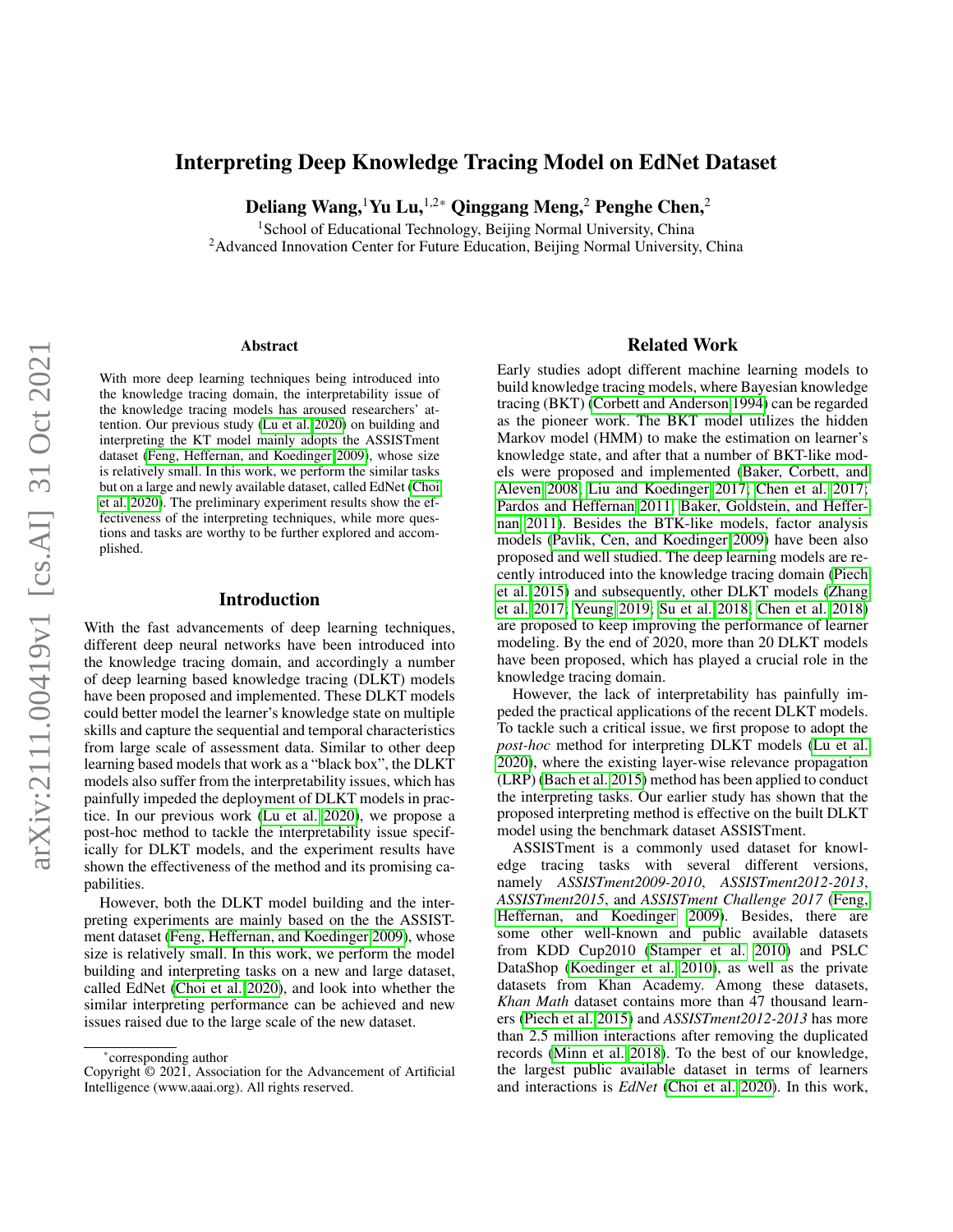# Interpreting Deep Knowledge Tracing Model on EdNet Dataset

**Deliang Wang,**[1] **Yu Lu,**[1,2*] **Qinggang Meng,**[2] **Penghe Chen,**[2]

[1]School of Educational Technology, Beijing Normal University, China
[2]Advanced Innovation Center for Future Education, Beijing Normal University, China

### Abstract

With more deep learning techniques being introduced into the knowledge tracing domain, the interpretability issue of the knowledge tracing models has aroused researchers' attention. Our previous study (Lu et al. 2020) on building and interpreting the KT model mainly adopts the ASSISTment dataset (Feng, Heffernan, and Koedinger 2009), whose size is relatively small. In this work, we perform the similar tasks but on a large and newly available dataset, called EdNet (Choi et al. 2020). The preliminary experiment results show the effectiveness of the interpreting techniques, while more questions and tasks are worthy to be further explored and accomplished.

## Introduction

With the fast advancements of deep learning techniques, different deep neural networks have been introduced into the knowledge tracing domain, and accordingly a number of deep learning based knowledge tracing (DLKT) models have been proposed and implemented. These DLKT models could better model the learner's knowledge state on multiple skills and capture the sequential and temporal characteristics from large scale of assessment data. Similar to other deep learning based models that work as a "black box", the DLKT models also suffer from the interpretability issues, which has painfully impeded the deployment of DLKT models in practice. In our previous work (Lu et al. 2020), we propose a post-hoc method to tackle the interpretability issue specifically for DLKT models, and the experiment results have shown the effectiveness of the method and its promising capabilities.

However, both the DLKT model building and the interpreting experiments are mainly based on the the ASSISTment dataset (Feng, Heffernan, and Koedinger 2009), whose size is relatively small. In this work, we perform the model building and interpreting tasks on a new and large dataset, called EdNet (Choi et al. 2020), and look into whether the similar interpreting performance can be achieved and new issues raised due to the large scale of the new dataset.

*corresponding author
Copyright © 2021, Association for the Advancement of Artificial Intelligence (www.aaai.org). All rights reserved.

## Related Work

Early studies adopt different machine learning models to build knowledge tracing models, where Bayesian knowledge tracing (BKT) (Corbett and Anderson 1994) can be regarded as the pioneer work. The BKT model utilizes the hidden Markov model (HMM) to make the estimation on learner's knowledge state, and after that a number of BKT-like models were proposed and implemented (Baker, Corbett, and Aleven 2008; Liu and Koedinger 2017; Chen et al. 2017; Pardos and Heffernan 2011; Baker, Goldstein, and Heffernan 2011). Besides the BTK-like models, factor analysis models (Pavlik, Cen, and Koedinger 2009) have been also proposed and well studied. The deep learning models are recently introduced into the knowledge tracing domain (Piech et al. 2015) and subsequently, other DLKT models (Zhang et al. 2017; Yeung 2019; Su et al. 2018; Chen et al. 2018) are proposed to keep improving the performance of learner modeling. By the end of 2020, more than 20 DLKT models have been proposed, which has played a crucial role in the knowledge tracing domain.

However, the lack of interpretability has painfully impeded the practical applications of the recent DLKT models. To tackle such a critical issue, we first propose to adopt the *post-hoc* method for interpreting DLKT models (Lu et al. 2020), where the existing layer-wise relevance propagation (LRP) (Bach et al. 2015) method has been applied to conduct the interpreting tasks. Our earlier study has shown that the proposed interpreting method is effective on the built DLKT model using the benchmark dataset ASSISTment.

ASSISTment is a commonly used dataset for knowledge tracing tasks with several different versions, namely *ASSISTment2009-2010*, *ASSISTment2012-2013*, *ASSISTment2015*, and *ASSISTment Challenge 2017* (Feng, Heffernan, and Koedinger 2009). Besides, there are some other well-known and public available datasets from KDD Cup2010 (Stamper et al. 2010) and PSLC DataShop (Koedinger et al. 2010), as well as the private datasets from Khan Academy. Among these datasets, *Khan Math* dataset contains more than 47 thousand learners (Piech et al. 2015) and *ASSISTment2012-2013* has more than 2.5 million interactions after removing the duplicated records (Minn et al. 2018). To the best of our knowledge, the largest public available dataset in terms of learners and interactions is *EdNet* (Choi et al. 2020). In this work,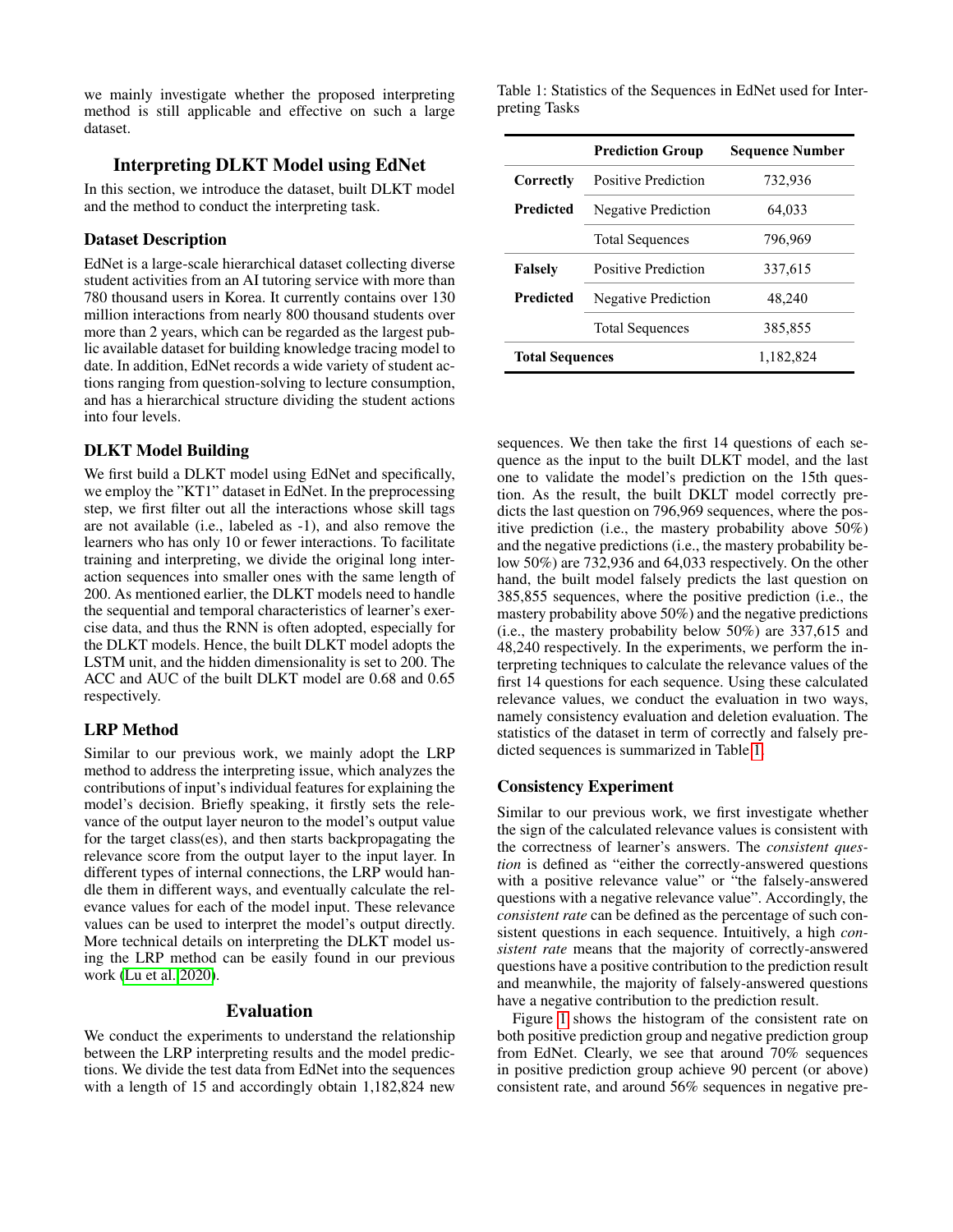we mainly investigate whether the proposed interpreting method is still applicable and effective on such a large dataset.

## Interpreting DLKT Model using EdNet

In this section, we introduce the dataset, built DLKT model and the method to conduct the interpreting task.

### Dataset Description

EdNet is a large-scale hierarchical dataset collecting diverse student activities from an AI tutoring service with more than 780 thousand users in Korea. It currently contains over 130 million interactions from nearly 800 thousand students over more than 2 years, which can be regarded as the largest public available dataset for building knowledge tracing model to date. In addition, EdNet records a wide variety of student actions ranging from question-solving to lecture consumption, and has a hierarchical structure dividing the student actions into four levels.

### DLKT Model Building

We first build a DLKT model using EdNet and specifically, we employ the "KT1" dataset in EdNet. In the preprocessing step, we first filter out all the interactions whose skill tags are not available (i.e., labeled as -1), and also remove the learners who has only 10 or fewer interactions. To facilitate training and interpreting, we divide the original long interaction sequences into smaller ones with the same length of 200. As mentioned earlier, the DLKT models need to handle the sequential and temporal characteristics of learner's exercise data, and thus the RNN is often adopted, especially for the DLKT models. Hence, the built DLKT model adopts the LSTM unit, and the hidden dimensionality is set to 200. The ACC and AUC of the built DLKT model are 0.68 and 0.65 respectively.

### LRP Method

Similar to our previous work, we mainly adopt the LRP method to address the interpreting issue, which analyzes the contributions of input's individual features for explaining the model's decision. Briefly speaking, it firstly sets the relevance of the output layer neuron to the model's output value for the target class(es), and then starts backpropagating the relevance score from the output layer to the input layer. In different types of internal connections, the LRP would handle them in different ways, and eventually calculate the relevance values for each of the model input. These relevance values can be used to interpret the model's output directly. More technical details on interpreting the DLKT model using the LRP method can be easily found in our previous work (Lu et al. 2020).

## Evaluation

We conduct the experiments to understand the relationship between the LRP interpreting results and the model predictions. We divide the test data from EdNet into the sequences with a length of 15 and accordingly obtain 1,182,824 new sequences. We then take the first 14 questions of each sequence as the input to the built DLKT model, and the last one to validate the model's prediction on the 15th question. As the result, the built DKLT model correctly predicts the last question on 796,969 sequences, where the positive prediction (i.e., the mastery probability above 50%) and the negative predictions (i.e., the mastery probability below 50%) are 732,936 and 64,033 respectively. On the other hand, the built model falsely predicts the last question on 385,855 sequences, where the positive prediction (i.e., the mastery probability above 50%) and the negative predictions (i.e., the mastery probability below 50%) are 337,615 and 48,240 respectively. In the experiments, we perform the interpreting techniques to calculate the relevance values of the first 14 questions for each sequence. Using these calculated relevance values, we conduct the evaluation in two ways, namely consistency evaluation and deletion evaluation. The statistics of the dataset in term of correctly and falsely predicted sequences is summarized in Table 1.

Table 1: Statistics of the Sequences in EdNet used for Interpreting Tasks

| | Prediction Group | Sequence Number |
|---|---|---|
| **Correctly Predicted** | Positive Prediction | 732,936 |
| | Negative Prediction | 64,033 |
| | Total Sequences | 796,969 |
| **Falsely Predicted** | Positive Prediction | 337,615 |
| | Negative Prediction | 48,240 |
| | Total Sequences | 385,855 |
| **Total Sequences** | | 1,182,824 |

### Consistency Experiment

Similar to our previous work, we first investigate whether the sign of the calculated relevance values is consistent with the correctness of learner's answers. The *consistent question* is defined as "either the correctly-answered questions with a positive relevance value" or "the falsely-answered questions with a negative relevance value". Accordingly, the *consistent rate* can be defined as the percentage of such consistent questions in each sequence. Intuitively, a high *consistent rate* means that the majority of correctly-answered questions have a positive contribution to the prediction result and meanwhile, the majority of falsely-answered questions have a negative contribution to the prediction result.

Figure 1 shows the histogram of the consistent rate on both positive prediction group and negative prediction group from EdNet. Clearly, we see that around 70% sequences in positive prediction group achieve 90 percent (or above) consistent rate, and around 56% sequences in negative pre-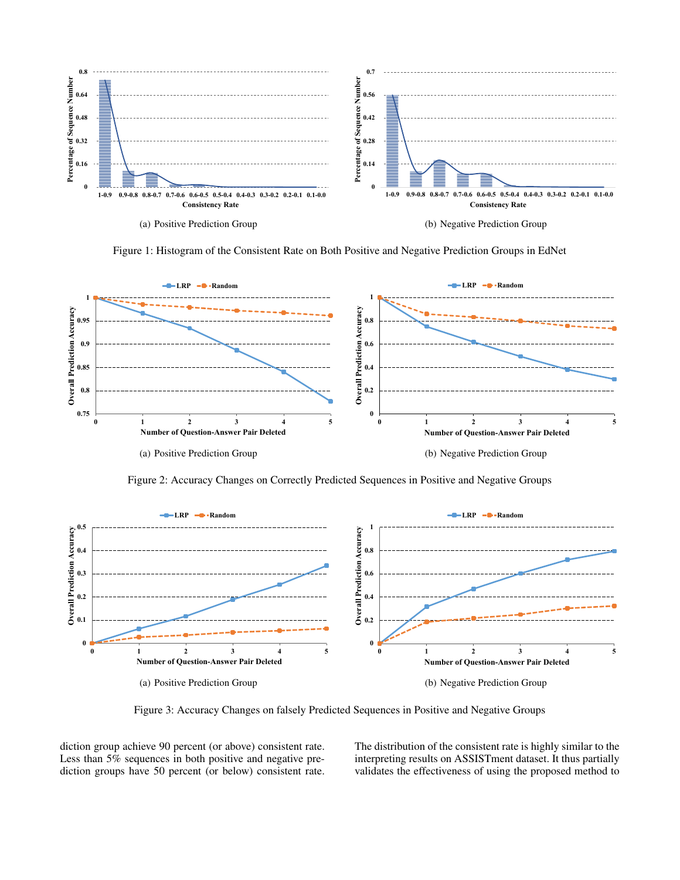(a) Positive Prediction Group

(b) Negative Prediction Group

Figure 1: Histogram of the Consistent Rate on Both Positive and Negative Prediction Groups in EdNet

(a) Positive Prediction Group

(b) Negative Prediction Group

Figure 2: Accuracy Changes on Correctly Predicted Sequences in Positive and Negative Groups

(a) Positive Prediction Group

(b) Negative Prediction Group

Figure 3: Accuracy Changes on falsely Predicted Sequences in Positive and Negative Groups

diction group achieve 90 percent (or above) consistent rate. Less than 5% sequences in both positive and negative prediction groups have 50 percent (or below) consistent rate.

The distribution of the consistent rate is highly similar to the interpreting results on ASSISTment dataset. It thus partially validates the effectiveness of using the proposed method to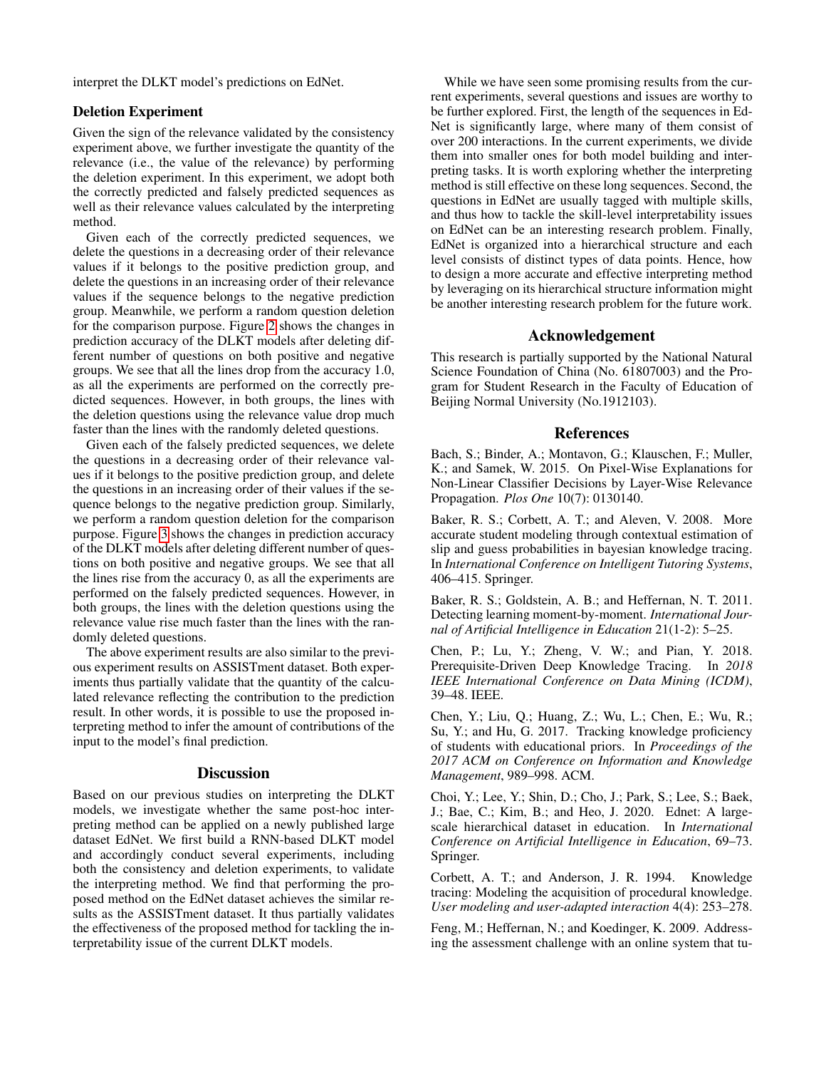interpret the DLKT model's predictions on EdNet.

## Deletion Experiment

Given the sign of the relevance validated by the consistency experiment above, we further investigate the quantity of the relevance (i.e., the value of the relevance) by performing the deletion experiment. In this experiment, we adopt both the correctly predicted and falsely predicted sequences as well as their relevance values calculated by the interpreting method.

Given each of the correctly predicted sequences, we delete the questions in a decreasing order of their relevance values if it belongs to the positive prediction group, and delete the questions in an increasing order of their relevance values if the sequence belongs to the negative prediction group. Meanwhile, we perform a random question deletion for the comparison purpose. Figure 2 shows the changes in prediction accuracy of the DLKT models after deleting different number of questions on both positive and negative groups. We see that all the lines drop from the accuracy 1.0, as all the experiments are performed on the correctly predicted sequences. However, in both groups, the lines with the deletion questions using the relevance value drop much faster than the lines with the randomly deleted questions.

Given each of the falsely predicted sequences, we delete the questions in a decreasing order of their relevance values if it belongs to the positive prediction group, and delete the questions in an increasing order of their values if the sequence belongs to the negative prediction group. Similarly, we perform a random question deletion for the comparison purpose. Figure 3 shows the changes in prediction accuracy of the DLKT models after deleting different number of questions on both positive and negative groups. We see that all the lines rise from the accuracy 0, as all the experiments are performed on the falsely predicted sequences. However, in both groups, the lines with the deletion questions using the relevance value rise much faster than the lines with the randomly deleted questions.

The above experiment results are also similar to the previous experiment results on ASSISTment dataset. Both experiments thus partially validate that the quantity of the calculated relevance reflecting the contribution to the prediction result. In other words, it is possible to use the proposed interpreting method to infer the amount of contributions of the input to the model's final prediction.

## Discussion

Based on our previous studies on interpreting the DLKT models, we investigate whether the same post-hoc interpreting method can be applied on a newly published large dataset EdNet. We first build a RNN-based DLKT model and accordingly conduct several experiments, including both the consistency and deletion experiments, to validate the interpreting method. We find that performing the proposed method on the EdNet dataset achieves the similar results as the ASSISTment dataset. It thus partially validates the effectiveness of the proposed method for tackling the interpretability issue of the current DLKT models.

While we have seen some promising results from the current experiments, several questions and issues are worthy to be further explored. First, the length of the sequences in EdNet is significantly large, where many of them consist of over 200 interactions. In the current experiments, we divide them into smaller ones for both model building and interpreting tasks. It is worth exploring whether the interpreting method is still effective on these long sequences. Second, the questions in EdNet are usually tagged with multiple skills, and thus how to tackle the skill-level interpretability issues on EdNet can be an interesting research problem. Finally, EdNet is organized into a hierarchical structure and each level consists of distinct types of data points. Hence, how to design a more accurate and effective interpreting method by leveraging on its hierarchical structure information might be another interesting research problem for the future work.

## Acknowledgement

This research is partially supported by the National Natural Science Foundation of China (No. 61807003) and the Program for Student Research in the Faculty of Education of Beijing Normal University (No.1912103).

## References

Bach, S.; Binder, A.; Montavon, G.; Klauschen, F.; Muller, K.; and Samek, W. 2015. On Pixel-Wise Explanations for Non-Linear Classifier Decisions by Layer-Wise Relevance Propagation. *Plos One* 10(7): 0130140.

Baker, R. S.; Corbett, A. T.; and Aleven, V. 2008. More accurate student modeling through contextual estimation of slip and guess probabilities in bayesian knowledge tracing. In *International Conference on Intelligent Tutoring Systems*, 406–415. Springer.

Baker, R. S.; Goldstein, A. B.; and Heffernan, N. T. 2011. Detecting learning moment-by-moment. *International Journal of Artificial Intelligence in Education* 21(1-2): 5–25.

Chen, P.; Lu, Y.; Zheng, V. W.; and Pian, Y. 2018. Prerequisite-Driven Deep Knowledge Tracing. In *2018 IEEE International Conference on Data Mining (ICDM)*, 39–48. IEEE.

Chen, Y.; Liu, Q.; Huang, Z.; Wu, L.; Chen, E.; Wu, R.; Su, Y.; and Hu, G. 2017. Tracking knowledge proficiency of students with educational priors. In *Proceedings of the 2017 ACM on Conference on Information and Knowledge Management*, 989–998. ACM.

Choi, Y.; Lee, Y.; Shin, D.; Cho, J.; Park, S.; Lee, S.; Baek, J.; Bae, C.; Kim, B.; and Heo, J. 2020. Ednet: A large-scale hierarchical dataset in education. In *International Conference on Artificial Intelligence in Education*, 69–73. Springer.

Corbett, A. T.; and Anderson, J. R. 1994. Knowledge tracing: Modeling the acquisition of procedural knowledge. *User modeling and user-adapted interaction* 4(4): 253–278.

Feng, M.; Heffernan, N.; and Koedinger, K. 2009. Addressing the assessment challenge with an online system that tu-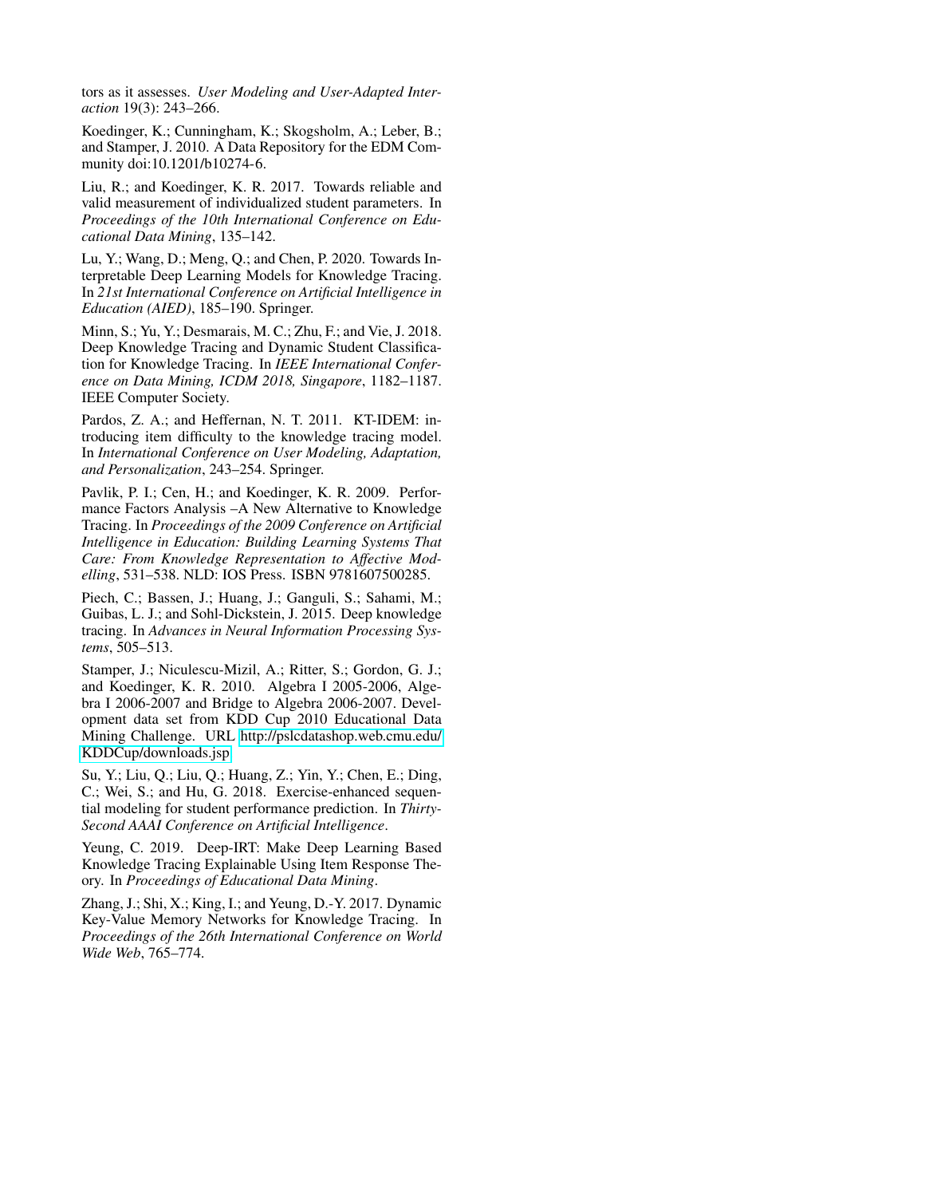tors as it assesses. *User Modeling and User-Adapted Interaction* 19(3): 243–266.

Koedinger, K.; Cunningham, K.; Skogsholm, A.; Leber, B.; and Stamper, J. 2010. A Data Repository for the EDM Community doi:10.1201/b10274-6.

Liu, R.; and Koedinger, K. R. 2017. Towards reliable and valid measurement of individualized student parameters. In *Proceedings of the 10th International Conference on Educational Data Mining*, 135–142.

Lu, Y.; Wang, D.; Meng, Q.; and Chen, P. 2020. Towards Interpretable Deep Learning Models for Knowledge Tracing. In *21st International Conference on Artificial Intelligence in Education (AIED)*, 185–190. Springer.

Minn, S.; Yu, Y.; Desmarais, M. C.; Zhu, F.; and Vie, J. 2018. Deep Knowledge Tracing and Dynamic Student Classification for Knowledge Tracing. In *IEEE International Conference on Data Mining, ICDM 2018, Singapore*, 1182–1187. IEEE Computer Society.

Pardos, Z. A.; and Heffernan, N. T. 2011. KT-IDEM: introducing item difficulty to the knowledge tracing model. In *International Conference on User Modeling, Adaptation, and Personalization*, 243–254. Springer.

Pavlik, P. I.; Cen, H.; and Koedinger, K. R. 2009. Performance Factors Analysis –A New Alternative to Knowledge Tracing. In *Proceedings of the 2009 Conference on Artificial Intelligence in Education: Building Learning Systems That Care: From Knowledge Representation to Affective Modelling*, 531–538. NLD: IOS Press. ISBN 9781607500285.

Piech, C.; Bassen, J.; Huang, J.; Ganguli, S.; Sahami, M.; Guibas, L. J.; and Sohl-Dickstein, J. 2015. Deep knowledge tracing. In *Advances in Neural Information Processing Systems*, 505–513.

Stamper, J.; Niculescu-Mizil, A.; Ritter, S.; Gordon, G. J.; and Koedinger, K. R. 2010. Algebra I 2005-2006, Algebra I 2006-2007 and Bridge to Algebra 2006-2007. Development data set from KDD Cup 2010 Educational Data Mining Challenge. URL http://pslcdatashop.web.cmu.edu/KDDCup/downloads.jsp.

Su, Y.; Liu, Q.; Liu, Q.; Huang, Z.; Yin, Y.; Chen, E.; Ding, C.; Wei, S.; and Hu, G. 2018. Exercise-enhanced sequential modeling for student performance prediction. In *Thirty-Second AAAI Conference on Artificial Intelligence*.

Yeung, C. 2019. Deep-IRT: Make Deep Learning Based Knowledge Tracing Explainable Using Item Response Theory. In *Proceedings of Educational Data Mining*.

Zhang, J.; Shi, X.; King, I.; and Yeung, D.-Y. 2017. Dynamic Key-Value Memory Networks for Knowledge Tracing. In *Proceedings of the 26th International Conference on World Wide Web*, 765–774.